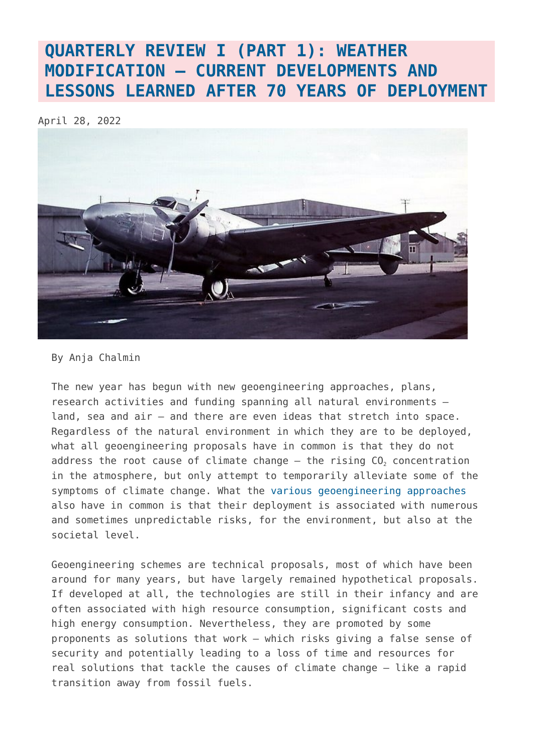# QUARTERLY REVIEW I (PART 1): WEATHER MODIFICATION – CURRENT DEVELOPMENTS AND LESSONS LEARNED AFTER 70 YEARS OF DEPLOYMENT

April 28, 2022

By Anja Chalmin

The new year has begun with new geoengineering approaches, plans, research activities and funding spanning all natural environments – land, sea and air – and there are even ideas that stretch into space. Regardless of the natural environment in which they are to be deployed, what all geoengineering proposals have in common is that they do not address the root cause of climate change – the rising $CO_2$ concentration in the atmosphere, but only attempt to temporarily alleviate some of the symptoms of climate change. What the various geoengineering approaches also have in common is that their deployment is associated with numerous and sometimes unpredictable risks, for the environment, but also at the societal level.

Geoengineering schemes are technical proposals, most of which have been around for many years, but have largely remained hypothetical proposals. If developed at all, the technologies are still in their infancy and are often associated with high resource consumption, significant costs and high energy consumption. Nevertheless, they are promoted by some proponents as solutions that work – which risks giving a false sense of security and potentially leading to a loss of time and resources for real solutions that tackle the causes of climate change – like a rapid transition away from fossil fuels.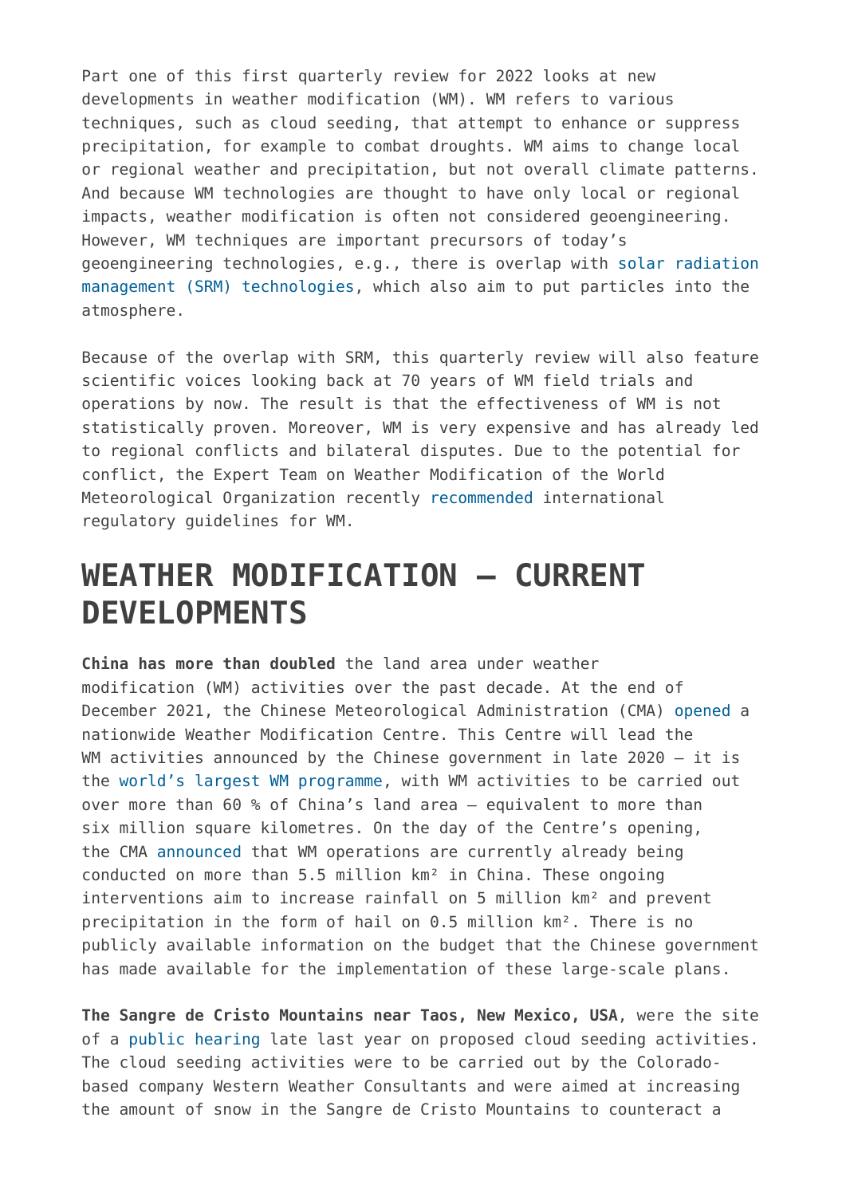Part one of this first quarterly review for 2022 looks at new developments in weather modification (WM). WM refers to various techniques, such as cloud seeding, that attempt to enhance or suppress precipitation, for example to combat droughts. WM aims to change local or regional weather and precipitation, but not overall climate patterns. And because WM technologies are thought to have only local or regional impacts, weather modification is often not considered geoengineering. However, WM techniques are important precursors of today's geoengineering technologies, e.g., there is overlap with solar radiation management (SRM) technologies, which also aim to put particles into the atmosphere.

Because of the overlap with SRM, this quarterly review will also feature scientific voices looking back at 70 years of WM field trials and operations by now. The result is that the effectiveness of WM is not statistically proven. Moreover, WM is very expensive and has already led to regional conflicts and bilateral disputes. Due to the potential for conflict, the Expert Team on Weather Modification of the World Meteorological Organization recently recommended international regulatory guidelines for WM.

# WEATHER MODIFICATION – CURRENT DEVELOPMENTS

**China has more than doubled** the land area under weather modification (WM) activities over the past decade. At the end of December 2021, the Chinese Meteorological Administration (CMA) opened a nationwide Weather Modification Centre. This Centre will lead the WM activities announced by the Chinese government in late 2020 – it is the world's largest WM programme, with WM activities to be carried out over more than 60 % of China's land area – equivalent to more than six million square kilometres. On the day of the Centre's opening, the CMA announced that WM operations are currently already being conducted on more than 5.5 million km² in China. These ongoing interventions aim to increase rainfall on 5 million km² and prevent precipitation in the form of hail on 0.5 million km². There is no publicly available information on the budget that the Chinese government has made available for the implementation of these large-scale plans.

**The Sangre de Cristo Mountains near Taos, New Mexico, USA**, were the site of a public hearing late last year on proposed cloud seeding activities. The cloud seeding activities were to be carried out by the Colorado-based company Western Weather Consultants and were aimed at increasing the amount of snow in the Sangre de Cristo Mountains to counteract a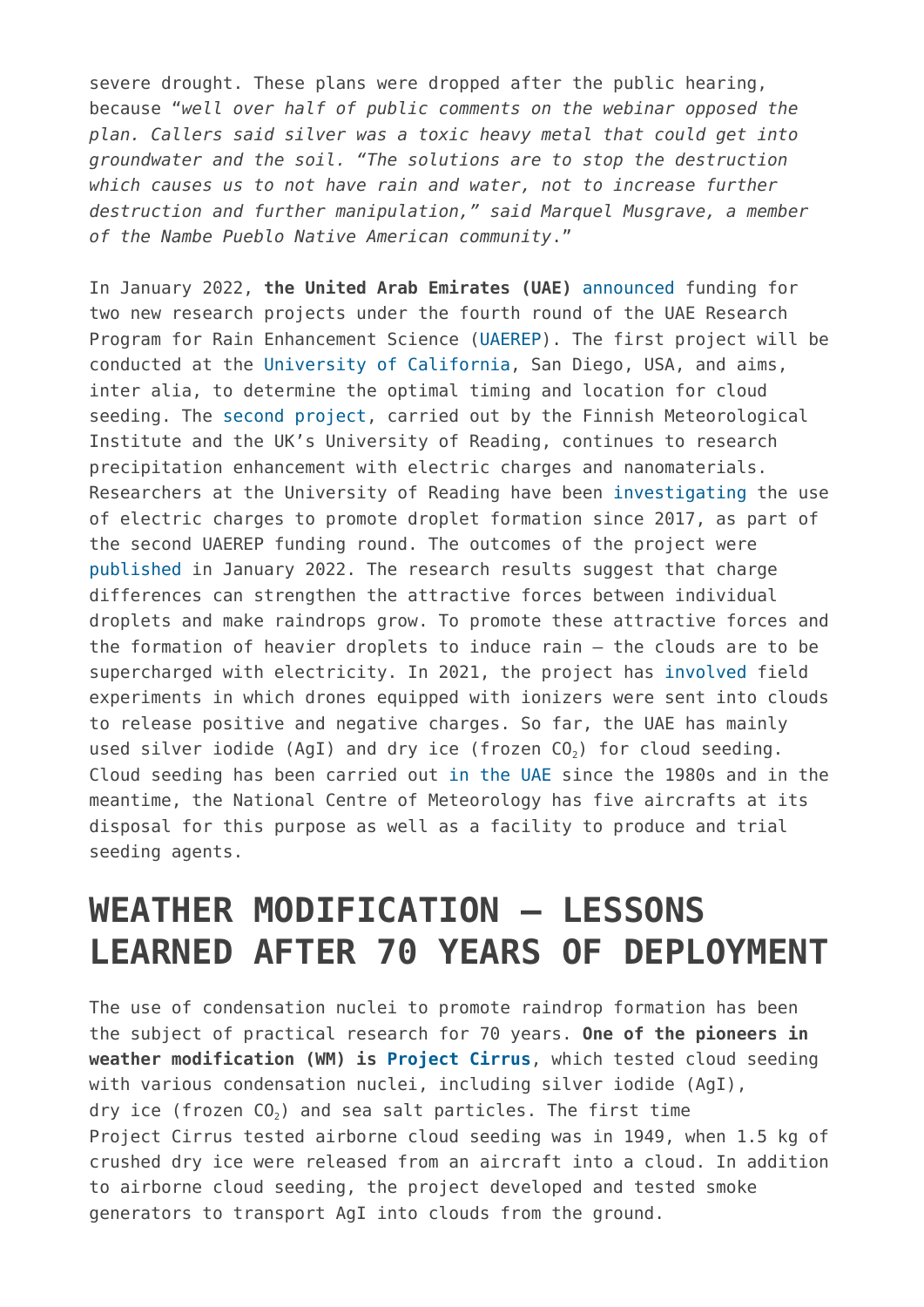severe drought. These plans were dropped after the public hearing, because "*well over half of public comments on the webinar opposed the plan. Callers said silver was a toxic heavy metal that could get into groundwater and the soil. "The solutions are to stop the destruction which causes us to not have rain and water, not to increase further destruction and further manipulation," said Marquel Musgrave, a member of the Nambe Pueblo Native American community*."

In January 2022, **the United Arab Emirates (UAE)** announced funding for two new research projects under the fourth round of the UAE Research Program for Rain Enhancement Science (UAEREP). The first project will be conducted at the University of California, San Diego, USA, and aims, inter alia, to determine the optimal timing and location for cloud seeding. The second project, carried out by the Finnish Meteorological Institute and the UK's University of Reading, continues to research precipitation enhancement with electric charges and nanomaterials. Researchers at the University of Reading have been investigating the use of electric charges to promote droplet formation since 2017, as part of the second UAEREP funding round. The outcomes of the project were published in January 2022. The research results suggest that charge differences can strengthen the attractive forces between individual droplets and make raindrops grow. To promote these attractive forces and the formation of heavier droplets to induce rain – the clouds are to be supercharged with electricity. In 2021, the project has involved field experiments in which drones equipped with ionizers were sent into clouds to release positive and negative charges. So far, the UAE has mainly used silver iodide (AgI) and dry ice (frozen $CO_2$) for cloud seeding. Cloud seeding has been carried out in the UAE since the 1980s and in the meantime, the National Centre of Meteorology has five aircrafts at its disposal for this purpose as well as a facility to produce and trial seeding agents.

## WEATHER MODIFICATION – LESSONS LEARNED AFTER 70 YEARS OF DEPLOYMENT

The use of condensation nuclei to promote raindrop formation has been the subject of practical research for 70 years. **One of the pioneers in weather modification (WM) is Project Cirrus**, which tested cloud seeding with various condensation nuclei, including silver iodide (AgI), dry ice (frozen $CO_2$) and sea salt particles. The first time Project Cirrus tested airborne cloud seeding was in 1949, when 1.5 kg of crushed dry ice were released from an aircraft into a cloud. In addition to airborne cloud seeding, the project developed and tested smoke generators to transport AgI into clouds from the ground.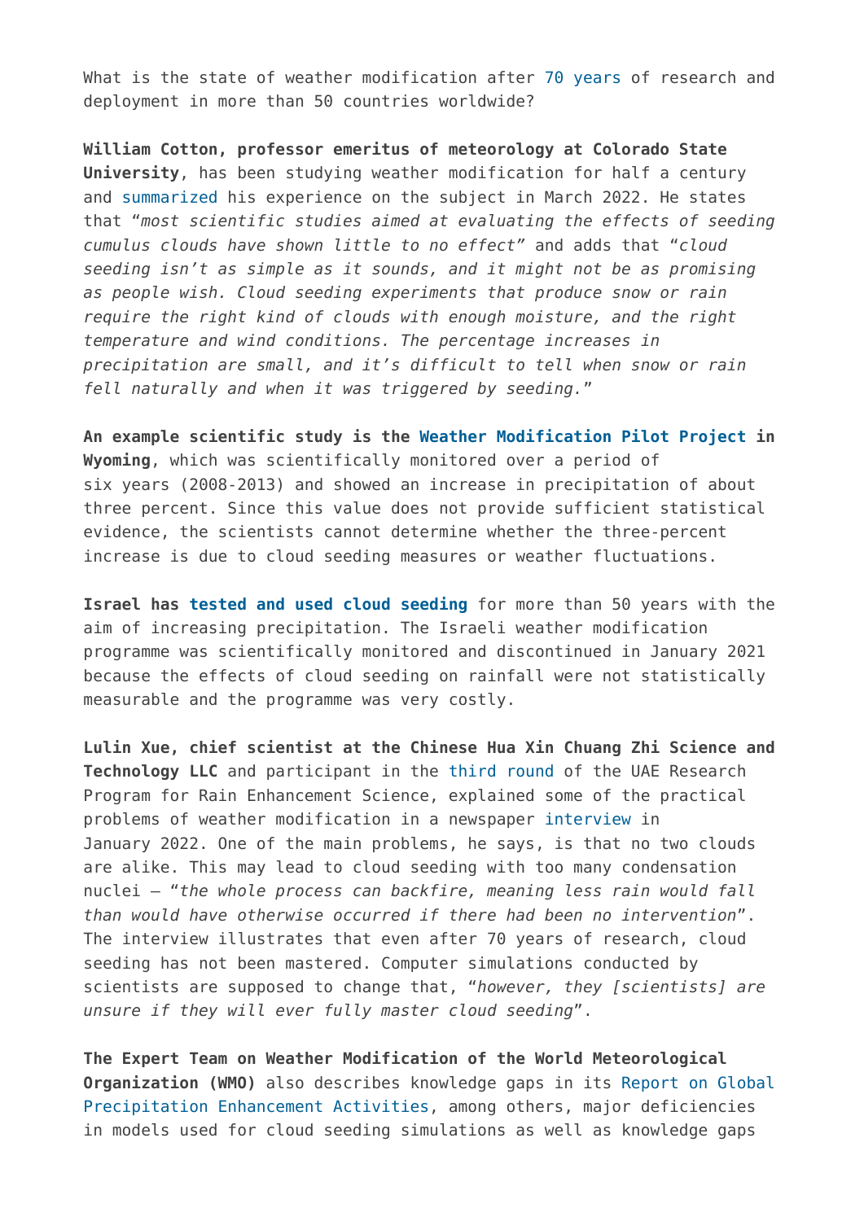What is the state of weather modification after 70 years of research and deployment in more than 50 countries worldwide?

**William Cotton, professor emeritus of meteorology at Colorado State University**, has been studying weather modification for half a century and summarized his experience on the subject in March 2022. He states that "*most scientific studies aimed at evaluating the effects of seeding cumulus clouds have shown little to no effect*" and adds that "*cloud seeding isn't as simple as it sounds, and it might not be as promising as people wish. Cloud seeding experiments that produce snow or rain require the right kind of clouds with enough moisture, and the right temperature and wind conditions. The percentage increases in precipitation are small, and it's difficult to tell when snow or rain fell naturally and when it was triggered by seeding.*"

**An example scientific study is the Weather Modification Pilot Project in Wyoming**, which was scientifically monitored over a period of six years (2008-2013) and showed an increase in precipitation of about three percent. Since this value does not provide sufficient statistical evidence, the scientists cannot determine whether the three-percent increase is due to cloud seeding measures or weather fluctuations.

**Israel has tested and used cloud seeding** for more than 50 years with the aim of increasing precipitation. The Israeli weather modification programme was scientifically monitored and discontinued in January 2021 because the effects of cloud seeding on rainfall were not statistically measurable and the programme was very costly.

**Lulin Xue, chief scientist at the Chinese Hua Xin Chuang Zhi Science and Technology LLC** and participant in the third round of the UAE Research Program for Rain Enhancement Science, explained some of the practical problems of weather modification in a newspaper interview in January 2022. One of the main problems, he says, is that no two clouds are alike. This may lead to cloud seeding with too many condensation nuclei – "*the whole process can backfire, meaning less rain would fall than would have otherwise occurred if there had been no intervention*". The interview illustrates that even after 70 years of research, cloud seeding has not been mastered. Computer simulations conducted by scientists are supposed to change that, "*however, they [scientists] are unsure if they will ever fully master cloud seeding*".

**The Expert Team on Weather Modification of the World Meteorological Organization (WMO)** also describes knowledge gaps in its Report on Global Precipitation Enhancement Activities, among others, major deficiencies in models used for cloud seeding simulations as well as knowledge gaps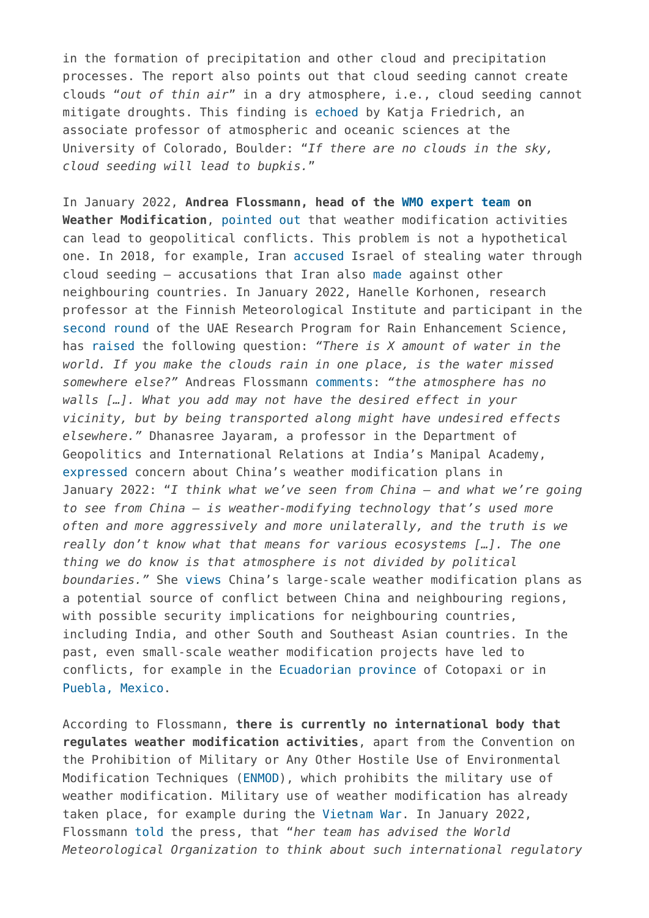in the formation of precipitation and other cloud and precipitation processes. The report also points out that cloud seeding cannot create clouds "*out of thin air*" in a dry atmosphere, i.e., cloud seeding cannot mitigate droughts. This finding is echoed by Katja Friedrich, an associate professor of atmospheric and oceanic sciences at the University of Colorado, Boulder: "*If there are no clouds in the sky, cloud seeding will lead to bupkis.*"

In January 2022, **Andrea Flossmann, head of the WMO expert team on Weather Modification**, pointed out that weather modification activities can lead to geopolitical conflicts. This problem is not a hypothetical one. In 2018, for example, Iran accused Israel of stealing water through cloud seeding – accusations that Iran also made against other neighbouring countries. In January 2022, Hanelle Korhonen, research professor at the Finnish Meteorological Institute and participant in the second round of the UAE Research Program for Rain Enhancement Science, has raised the following question: *"There is X amount of water in the world. If you make the clouds rain in one place, is the water missed somewhere else?"* Andreas Flossmann comments: *"the atmosphere has no walls […]. What you add may not have the desired effect in your vicinity, but by being transported along might have undesired effects elsewhere."* Dhanasree Jayaram, a professor in the Department of Geopolitics and International Relations at India's Manipal Academy, expressed concern about China's weather modification plans in January 2022: "*I think what we've seen from China – and what we're going to see from China – is weather-modifying technology that's used more often and more aggressively and more unilaterally, and the truth is we really don't know what that means for various ecosystems […]. The one thing we do know is that atmosphere is not divided by political boundaries."* She views China's large-scale weather modification plans as a potential source of conflict between China and neighbouring regions, with possible security implications for neighbouring countries, including India, and other South and Southeast Asian countries. In the past, even small-scale weather modification projects have led to conflicts, for example in the Ecuadorian province of Cotopaxi or in Puebla, Mexico.

According to Flossmann, **there is currently no international body that regulates weather modification activities**, apart from the Convention on the Prohibition of Military or Any Other Hostile Use of Environmental Modification Techniques (ENMOD), which prohibits the military use of weather modification. Military use of weather modification has already taken place, for example during the Vietnam War. In January 2022, Flossmann told the press, that "*her team has advised the World Meteorological Organization to think about such international regulatory*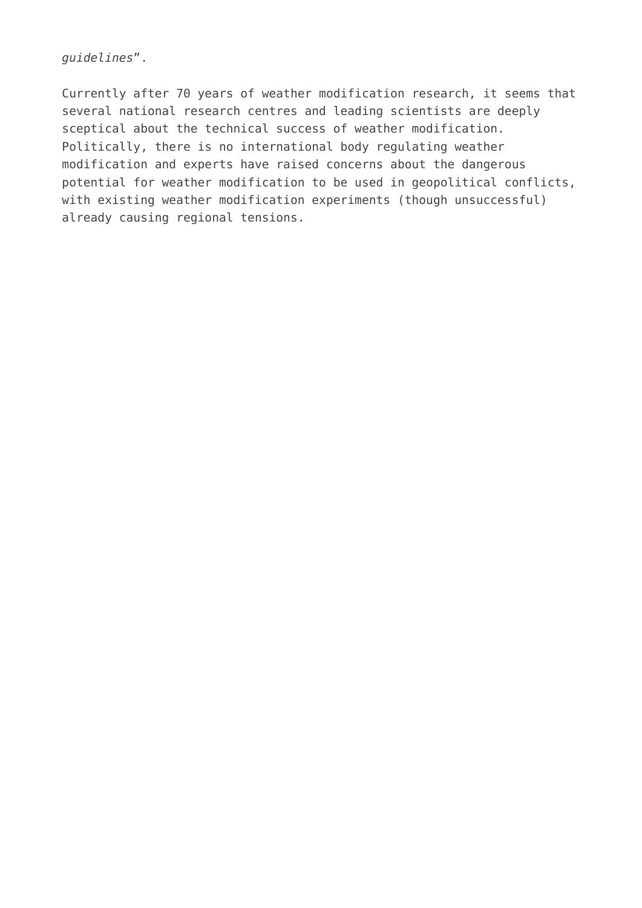*guidelines*".

Currently after 70 years of weather modification research, it seems that several national research centres and leading scientists are deeply sceptical about the technical success of weather modification. Politically, there is no international body regulating weather modification and experts have raised concerns about the dangerous potential for weather modification to be used in geopolitical conflicts, with existing weather modification experiments (though unsuccessful) already causing regional tensions.